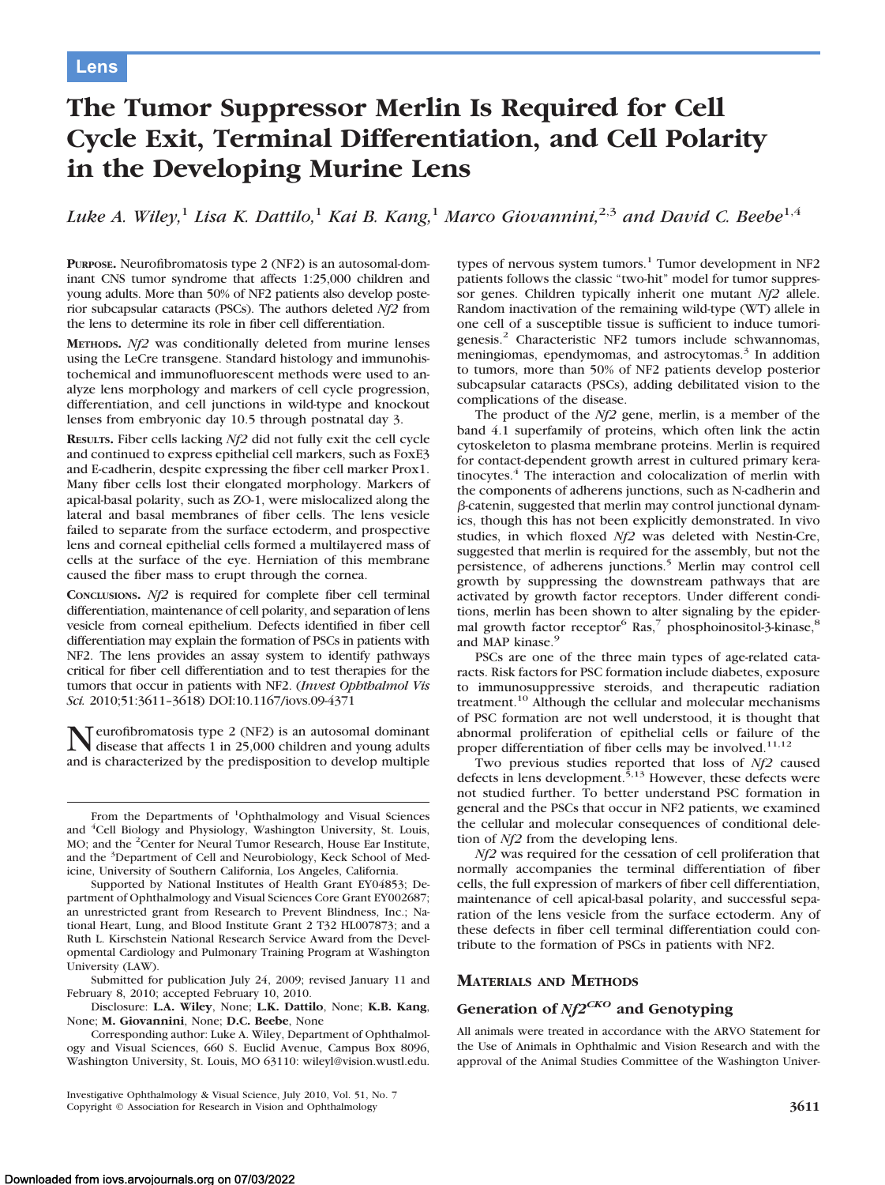Lens

# The Tumor Suppressor Merlin Is Required for Cell Cycle Exit, Terminal Differentiation, and Cell Polarity in the Developing Murine Lens

*Luke A. Wiley,[1] Lisa K. Dattilo,[1] Kai B. Kang,[1] Marco Giovannini,[2,3] and David C. Beebe[1,4]*

**Purpose.** Neurofibromatosis type 2 (NF2) is an autosomal-dominant CNS tumor syndrome that affects 1:25,000 children and young adults. More than 50% of NF2 patients also develop posterior subcapsular cataracts (PSCs). The authors deleted *Nf2* from the lens to determine its role in fiber cell differentiation.

**Methods.** *Nf2* was conditionally deleted from murine lenses using the LeCre transgene. Standard histology and immunohistochemical and immunofluorescent methods were used to analyze lens morphology and markers of cell cycle progression, differentiation, and cell junctions in wild-type and knockout lenses from embryonic day 10.5 through postnatal day 3.

**Results.** Fiber cells lacking *Nf2* did not fully exit the cell cycle and continued to express epithelial cell markers, such as FoxE3 and E-cadherin, despite expressing the fiber cell marker Prox1. Many fiber cells lost their elongated morphology. Markers of apical-basal polarity, such as ZO-1, were mislocalized along the lateral and basal membranes of fiber cells. The lens vesicle failed to separate from the surface ectoderm, and prospective lens and corneal epithelial cells formed a multilayered mass of cells at the surface of the eye. Herniation of this membrane caused the fiber mass to erupt through the cornea.

**Conclusions.** *Nf2* is required for complete fiber cell terminal differentiation, maintenance of cell polarity, and separation of lens vesicle from corneal epithelium. Defects identified in fiber cell differentiation may explain the formation of PSCs in patients with NF2. The lens provides an assay system to identify pathways critical for fiber cell differentiation and to test therapies for the tumors that occur in patients with NF2. (*Invest Ophthalmol Vis Sci.* 2010;51:3611–3618) DOI:10.1167/iovs.09-4371

Neurofibromatosis type 2 (NF2) is an autosomal dominant disease that affects 1 in 25,000 children and young adults and is characterized by the predisposition to develop multiple types of nervous system tumors.[1] Tumor development in NF2 patients follows the classic "two-hit" model for tumor suppressor genes. Children typically inherit one mutant *Nf2* allele. Random inactivation of the remaining wild-type (WT) allele in one cell of a susceptible tissue is sufficient to induce tumorigenesis.[2] Characteristic NF2 tumors include schwannomas, meningiomas, ependymomas, and astrocytomas.[3] In addition to tumors, more than 50% of NF2 patients develop posterior subcapsular cataracts (PSCs), adding debilitated vision to the complications of the disease.

The product of the *Nf2* gene, merlin, is a member of the band 4.1 superfamily of proteins, which often link the actin cytoskeleton to plasma membrane proteins. Merlin is required for contact-dependent growth arrest in cultured primary keratinocytes.[4] The interaction and colocalization of merlin with the components of adherens junctions, such as N-cadherin and β-catenin, suggested that merlin may control junctional dynamics, though this has not been explicitly demonstrated. In vivo studies, in which floxed *Nf2* was deleted with Nestin-Cre, suggested that merlin is required for the assembly, but not the persistence, of adherens junctions.[5] Merlin may control cell growth by suppressing the downstream pathways that are activated by growth factor receptors. Under different conditions, merlin has been shown to alter signaling by the epidermal growth factor receptor[6] Ras,[7] phosphoinositol-3-kinase,[8] and MAP kinase.[9]

PSCs are one of the three main types of age-related cataracts. Risk factors for PSC formation include diabetes, exposure to immunosuppressive steroids, and therapeutic radiation treatment.[10] Although the cellular and molecular mechanisms of PSC formation are not well understood, it is thought that abnormal proliferation of epithelial cells or failure of the proper differentiation of fiber cells may be involved.[11,12]

Two previous studies reported that loss of *Nf2* caused defects in lens development.[5,13] However, these defects were not studied further. To better understand PSC formation in general and the PSCs that occur in NF2 patients, we examined the cellular and molecular consequences of conditional deletion of *Nf2* from the developing lens.

*Nf2* was required for the cessation of cell proliferation that normally accompanies the terminal differentiation of fiber cells, the full expression of markers of fiber cell differentiation, maintenance of cell apical-basal polarity, and successful separation of the lens vesicle from the surface ectoderm. Any of these defects in fiber cell terminal differentiation could contribute to the formation of PSCs in patients with NF2.

## Materials and Methods

### Generation of $Nf2^{CKO}$ and Genotyping

All animals were treated in accordance with the ARVO Statement for the Use of Animals in Ophthalmic and Vision Research and with the approval of the Animal Studies Committee of the Washington Univer-

From the Departments of [1]Ophthalmology and Visual Sciences and [4]Cell Biology and Physiology, Washington University, St. Louis, MO; and the [2]Center for Neural Tumor Research, House Ear Institute, and the [3]Department of Cell and Neurobiology, Keck School of Medicine, University of Southern California, Los Angeles, California.

Supported by National Institutes of Health Grant EY04853; Department of Ophthalmology and Visual Sciences Core Grant EY002687; an unrestricted grant from Research to Prevent Blindness, Inc.; National Heart, Lung, and Blood Institute Grant 2 T32 HL007873; and a Ruth L. Kirschstein National Research Service Award from the Developmental Cardiology and Pulmonary Training Program at Washington University (LAW).

Submitted for publication July 24, 2009; revised January 11 and February 8, 2010; accepted February 10, 2010.

Disclosure: **L.A. Wiley**, None; **L.K. Dattilo**, None; **K.B. Kang**, None; **M. Giovannini**, None; **D.C. Beebe**, None

Corresponding author: Luke A. Wiley, Department of Ophthalmology and Visual Sciences, 660 S. Euclid Avenue, Campus Box 8096, Washington University, St. Louis, MO 63110: wileyl@vision.wustl.edu.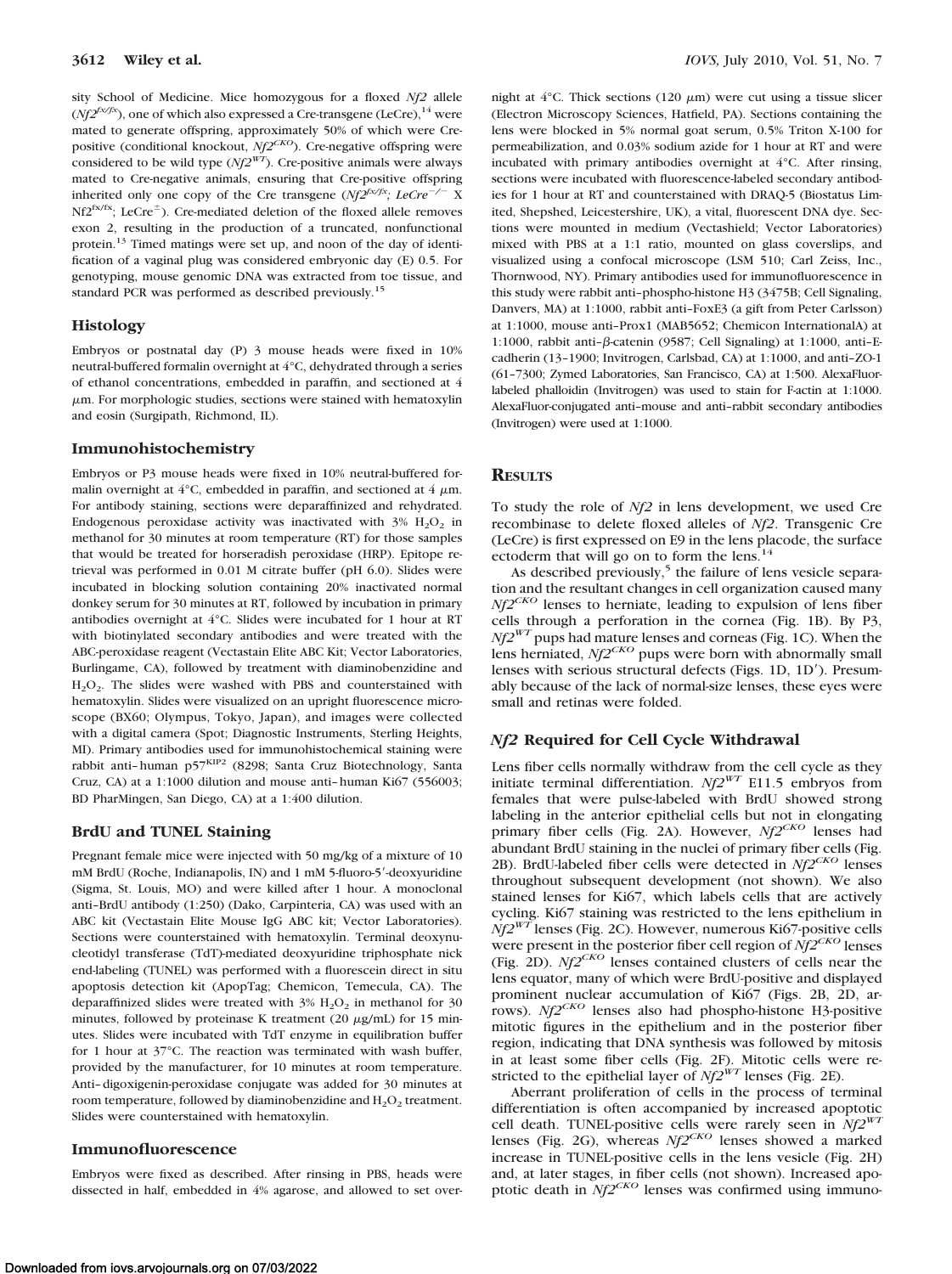sity School of Medicine. Mice homozygous for a floxed *Nf2* allele ($Nf2^{fx/fx}$), one of which also expressed a Cre-transgene (LeCre),[14] were mated to generate offspring, approximately 50% of which were Cre-positive (conditional knockout, $Nf2^{CKO}$). Cre-negative offspring were considered to be wild type ($Nf2^{WT}$). Cre-positive animals were always mated to Cre-negative animals, ensuring that Cre-positive offspring inherited only one copy of the Cre transgene ($Nf2^{fx/fx}$; $LeCre^{-/-}$ X $Nf2^{fx/fx}$; $LeCre^{\pm}$). Cre-mediated deletion of the floxed allele removes exon 2, resulting in the production of a truncated, nonfunctional protein.[13] Timed matings were set up, and noon of the day of identification of a vaginal plug was considered embryonic day (E) 0.5. For genotyping, mouse genomic DNA was extracted from toe tissue, and standard PCR was performed as described previously.[15]

### Histology

Embryos or postnatal day (P) 3 mouse heads were fixed in 10% neutral-buffered formalin overnight at 4°C, dehydrated through a series of ethanol concentrations, embedded in paraffin, and sectioned at 4 μm. For morphologic studies, sections were stained with hematoxylin and eosin (Surgipath, Richmond, IL).

### Immunohistochemistry

Embryos or P3 mouse heads were fixed in 10% neutral-buffered formalin overnight at 4°C, embedded in paraffin, and sectioned at 4 μm. For antibody staining, sections were deparaffinized and rehydrated. Endogenous peroxidase activity was inactivated with 3% $H_2O_2$ in methanol for 30 minutes at room temperature (RT) for those samples that would be treated for horseradish peroxidase (HRP). Epitope retrieval was performed in 0.01 M citrate buffer (pH 6.0). Slides were incubated in blocking solution containing 20% inactivated normal donkey serum for 30 minutes at RT, followed by incubation in primary antibodies overnight at 4°C. Slides were incubated for 1 hour at RT with biotinylated secondary antibodies and were treated with the ABC-peroxidase reagent (Vectastain Elite ABC Kit; Vector Laboratories, Burlingame, CA), followed by treatment with diaminobenzidine and $H_2O_2$. The slides were washed with PBS and counterstained with hematoxylin. Slides were visualized on an upright fluorescence microscope (BX60; Olympus, Tokyo, Japan), and images were collected with a digital camera (Spot; Diagnostic Instruments, Sterling Heights, MI). Primary antibodies used for immunohistochemical staining were rabbit anti–human $p57^{KIP2}$ (8298; Santa Cruz Biotechnology, Santa Cruz, CA) at a 1:1000 dilution and mouse anti–human Ki67 (556003; BD PharMingen, San Diego, CA) at a 1:400 dilution.

### BrdU and TUNEL Staining

Pregnant female mice were injected with 50 mg/kg of a mixture of 10 mM BrdU (Roche, Indianapolis, IN) and 1 mM 5-fluoro-5′-deoxyuridine (Sigma, St. Louis, MO) and were killed after 1 hour. A monoclonal anti–BrdU antibody (1:250) (Dako, Carpinteria, CA) was used with an ABC kit (Vectastain Elite Mouse IgG ABC kit; Vector Laboratories). Sections were counterstained with hematoxylin. Terminal deoxynucleotidyl transferase (TdT)-mediated deoxyuridine triphosphate nick end-labeling (TUNEL) was performed with a fluorescein direct in situ apoptosis detection kit (ApopTag; Chemicon, Temecula, CA). The deparaffinized slides were treated with 3% $H_2O_2$ in methanol for 30 minutes, followed by proteinase K treatment (20 μg/mL) for 15 minutes. Slides were incubated with TdT enzyme in equilibration buffer for 1 hour at 37°C. The reaction was terminated with wash buffer, provided by the manufacturer, for 10 minutes at room temperature. Anti–digoxigenin-peroxidase conjugate was added for 30 minutes at room temperature, followed by diaminobenzidine and $H_2O_2$ treatment. Slides were counterstained with hematoxylin.

### Immunofluorescence

Embryos were fixed as described. After rinsing in PBS, heads were dissected in half, embedded in 4% agarose, and allowed to set overnight at 4°C. Thick sections (120 μm) were cut using a tissue slicer (Electron Microscopy Sciences, Hatfield, PA). Sections containing the lens were blocked in 5% normal goat serum, 0.5% Triton X-100 for permeabilization, and 0.03% sodium azide for 1 hour at RT and were incubated with primary antibodies overnight at 4°C. After rinsing, sections were incubated with fluorescence-labeled secondary antibodies for 1 hour at RT and counterstained with DRAQ-5 (Biostatus Limited, Shepshed, Leicestershire, UK), a vital, fluorescent DNA dye. Sections were mounted in medium (Vectashield; Vector Laboratories) mixed with PBS at a 1:1 ratio, mounted on glass coverslips, and visualized using a confocal microscope (LSM 510; Carl Zeiss, Inc., Thornwood, NY). Primary antibodies used for immunofluorescence in this study were rabbit anti–phospho-histone H3 (3475B; Cell Signaling, Danvers, MA) at 1:1000, rabbit anti–FoxE3 (a gift from Peter Carlsson) at 1:1000, mouse anti–Prox1 (MAB5652; Chemicon InternationalA) at 1:1000, rabbit anti–β-catenin (9587; Cell Signaling) at 1:1000, anti–E-cadherin (13–1900; Invitrogen, Carlsbad, CA) at 1:1000, and anti–ZO-1 (61–7300; Zymed Laboratories, San Francisco, CA) at 1:500. AlexaFluor-labeled phalloidin (Invitrogen) was used to stain for F-actin at 1:1000. AlexaFluor-conjugated anti–mouse and anti–rabbit secondary antibodies (Invitrogen) were used at 1:1000.

## Results

To study the role of *Nf2* in lens development, we used Cre recombinase to delete floxed alleles of *Nf2*. Transgenic Cre (LeCre) is first expressed on E9 in the lens placode, the surface ectoderm that will go on to form the lens.[14]

As described previously,[5] the failure of lens vesicle separation and the resultant changes in cell organization caused many $Nf2^{CKO}$ lenses to herniate, leading to expulsion of lens fiber cells through a perforation in the cornea (Fig. 1B). By P3, $Nf2^{WT}$ pups had mature lenses and corneas (Fig. 1C). When the lens herniated, $Nf2^{CKO}$ pups were born with abnormally small lenses with serious structural defects (Figs. 1D, 1D′). Presumably because of the lack of normal-size lenses, these eyes were small and retinas were folded.

### *Nf2* Required for Cell Cycle Withdrawal

Lens fiber cells normally withdraw from the cell cycle as they initiate terminal differentiation. $Nf2^{WT}$ E11.5 embryos from females that were pulse-labeled with BrdU showed strong labeling in the anterior epithelial cells but not in elongating primary fiber cells (Fig. 2A). However, $Nf2^{CKO}$ lenses had abundant BrdU staining in the nuclei of primary fiber cells (Fig. 2B). BrdU-labeled fiber cells were detected in $Nf2^{CKO}$ lenses throughout subsequent development (not shown). We also stained lenses for Ki67, which labels cells that are actively cycling. Ki67 staining was restricted to the lens epithelium in $Nf2^{WT}$ lenses (Fig. 2C). However, numerous Ki67-positive cells were present in the posterior fiber cell region of $Nf2^{CKO}$ lenses (Fig. 2D). $Nf2^{CKO}$ lenses contained clusters of cells near the lens equator, many of which were BrdU-positive and displayed prominent nuclear accumulation of Ki67 (Figs. 2B, 2D, arrows). $Nf2^{CKO}$ lenses also had phospho-histone H3-positive mitotic figures in the epithelium and in the posterior fiber region, indicating that DNA synthesis was followed by mitosis in at least some fiber cells (Fig. 2F). Mitotic cells were restricted to the epithelial layer of $Nf2^{WT}$ lenses (Fig. 2E).

Aberrant proliferation of cells in the process of terminal differentiation is often accompanied by increased apoptotic cell death. TUNEL-positive cells were rarely seen in $Nf2^{WT}$ lenses (Fig. 2G), whereas $Nf2^{CKO}$ lenses showed a marked increase in TUNEL-positive cells in the lens vesicle (Fig. 2H) and, at later stages, in fiber cells (not shown). Increased apoptotic death in $Nf2^{CKO}$ lenses was confirmed using immuno-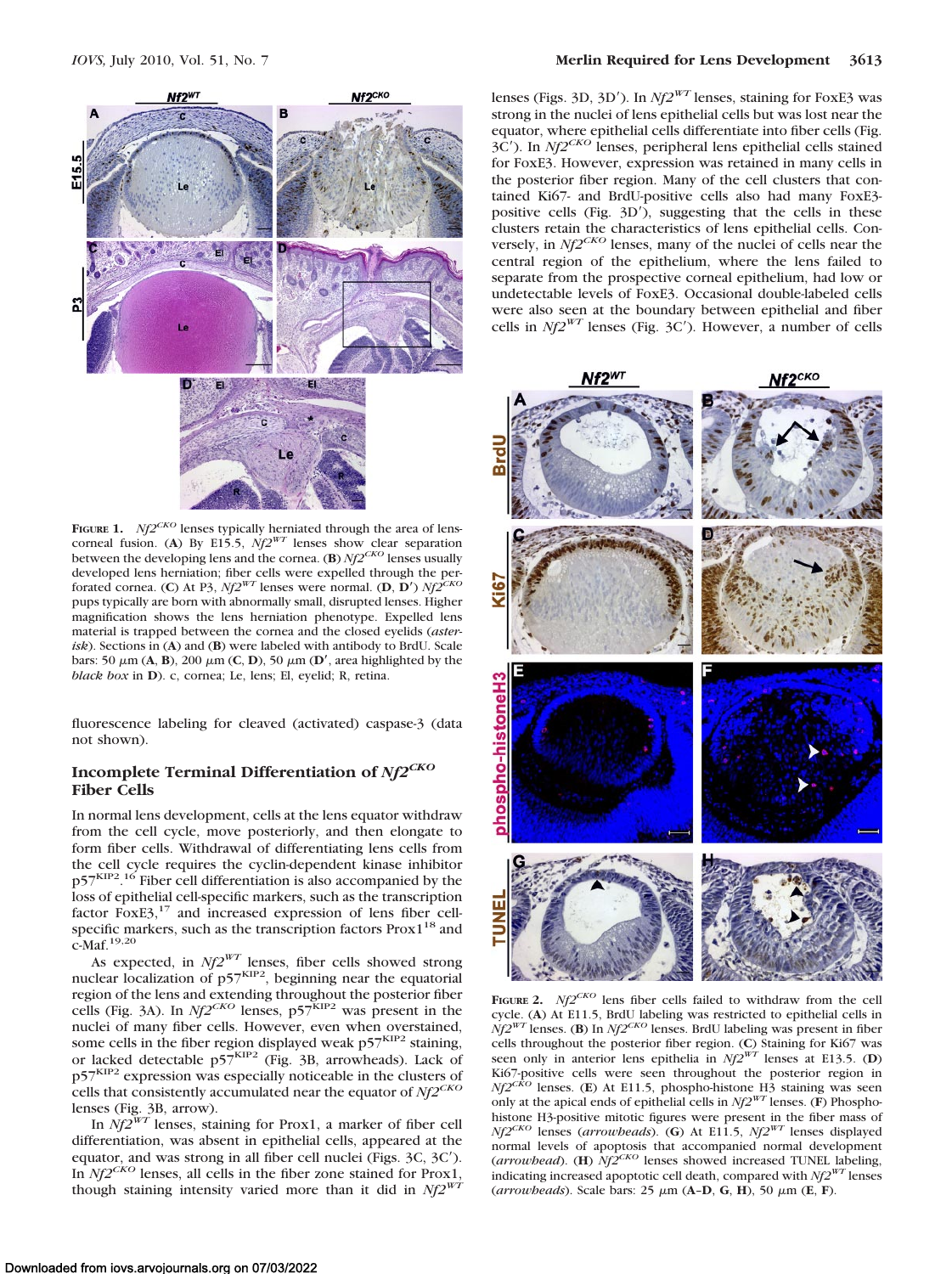**Figure 1.** *Nf2*$^{CKO}$ lenses typically herniated through the area of lens-corneal fusion. (**A**) By E15.5, *Nf2*$^{WT}$ lenses show clear separation between the developing lens and the cornea. (**B**) *Nf2*$^{CKO}$ lenses usually developed lens herniation; fiber cells were expelled through the perforated cornea. (**C**) At P3, *Nf2*$^{WT}$ lenses were normal. (**D**, **D′**) *Nf2*$^{CKO}$ pups typically are born with abnormally small, disrupted lenses. Higher magnification shows the lens herniation phenotype. Expelled lens material is trapped between the cornea and the closed eyelids (*asterisk*). Sections in (**A**) and (**B**) were labeled with antibody to BrdU. Scale bars: 50 μm (**A**, **B**), 200 μm (**C**, **D**), 50 μm (**D′**, area highlighted by the *black box* in **D**). c, cornea; Le, lens; El, eyelid; R, retina.

fluorescence labeling for cleaved (activated) caspase-3 (data not shown).

### Incomplete Terminal Differentiation of *Nf2*$^{CKO}$ Fiber Cells

In normal lens development, cells at the lens equator withdraw from the cell cycle, move posteriorly, and then elongate to form fiber cells. Withdrawal of differentiating lens cells from the cell cycle requires the cyclin-dependent kinase inhibitor p57$^{KIP2}$.[16] Fiber cell differentiation is also accompanied by the loss of epithelial cell-specific markers, such as the transcription factor FoxE3,[17] and increased expression of lens fiber cell-specific markers, such as the transcription factors Prox1[18] and c-Maf.[19,20]

As expected, in *Nf2*$^{WT}$ lenses, fiber cells showed strong nuclear localization of p57$^{KIP2}$, beginning near the equatorial region of the lens and extending throughout the posterior fiber cells (Fig. 3A). In *Nf2*$^{CKO}$ lenses, p57$^{KIP2}$ was present in the nuclei of many fiber cells. However, even when overstained, some cells in the fiber region displayed weak p57$^{KIP2}$ staining, or lacked detectable p57$^{KIP2}$ (Fig. 3B, arrowheads). Lack of p57$^{KIP2}$ expression was especially noticeable in the clusters of cells that consistently accumulated near the equator of *Nf2*$^{CKO}$ lenses (Fig. 3B, arrow).

In *Nf2*$^{WT}$ lenses, staining for Prox1, a marker of fiber cell differentiation, was absent in epithelial cells, appeared at the equator, and was strong in all fiber cell nuclei (Figs. 3C, 3C′). In *Nf2*$^{CKO}$ lenses, all cells in the fiber zone stained for Prox1, though staining intensity varied more than it did in *Nf2*$^{WT}$ lenses (Figs. 3D, 3D′). In *Nf2*$^{WT}$ lenses, staining for FoxE3 was strong in the nuclei of lens epithelial cells but was lost near the equator, where epithelial cells differentiate into fiber cells (Fig. 3C′). In *Nf2*$^{CKO}$ lenses, peripheral lens epithelial cells stained for FoxE3. However, expression was retained in many cells in the posterior fiber region. Many of the cell clusters that contained Ki67- and BrdU-positive cells also had many FoxE3-positive cells (Fig. 3D′), suggesting that the cells in these clusters retain the characteristics of lens epithelial cells. Conversely, in *Nf2*$^{CKO}$ lenses, many of the nuclei of cells near the central region of the epithelium, where the lens failed to separate from the prospective corneal epithelium, had low or undetectable levels of FoxE3. Occasional double-labeled cells were also seen at the boundary between epithelial and fiber cells in *Nf2*$^{WT}$ lenses (Fig. 3C′). However, a number of cells

**Figure 2.** *Nf2*$^{CKO}$ lens fiber cells failed to withdraw from the cell cycle. (**A**) At E11.5, BrdU labeling was restricted to epithelial cells in *Nf2*$^{WT}$ lenses. (**B**) In *Nf2*$^{CKO}$ lenses. BrdU labeling was present in fiber cells throughout the posterior fiber region. (**C**) Staining for Ki67 was seen only in anterior lens epithelia in *Nf2*$^{WT}$ lenses at E13.5. (**D**) Ki67-positive cells were seen throughout the posterior region in *Nf2*$^{CKO}$ lenses. (**E**) At E11.5, phospho-histone H3 staining was seen only at the apical ends of epithelial cells in *Nf2*$^{WT}$ lenses. (**F**) Phospho-histone H3-positive mitotic figures were present in the fiber mass of *Nf2*$^{CKO}$ lenses (*arrowheads*). (**G**) At E11.5, *Nf2*$^{WT}$ lenses displayed normal levels of apoptosis that accompanied normal development (*arrowhead*). (**H**) *Nf2*$^{CKO}$ lenses showed increased TUNEL labeling, indicating increased apoptotic cell death, compared with *Nf2*$^{WT}$ lenses (*arrowheads*). Scale bars: 25 μm (**A**–**D**, **G**, **H**), 50 μm (**E**, **F**).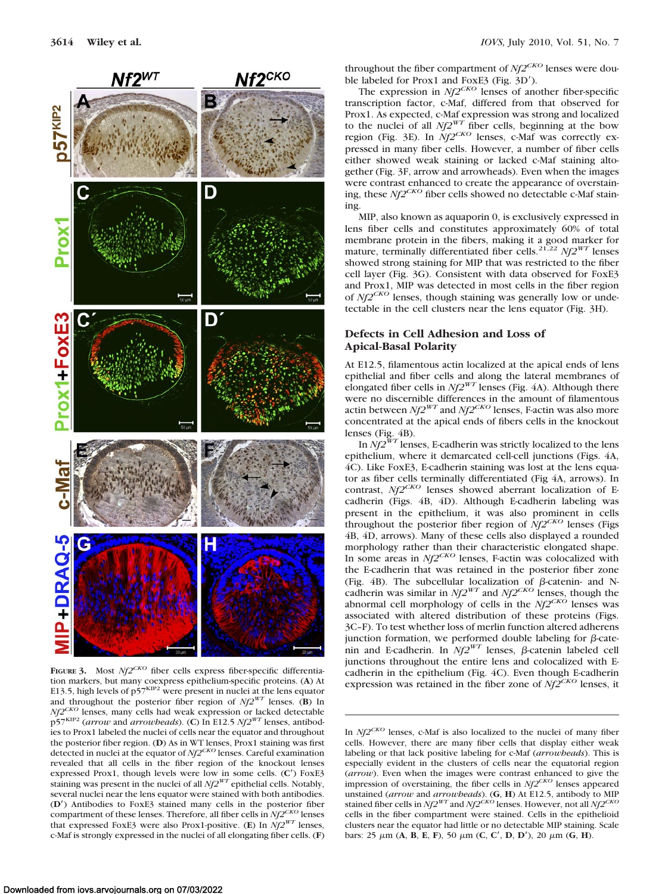throughout the fiber compartment of *Nf2*$^{CKO}$ lenses were double labeled for Prox1 and FoxE3 (Fig. 3D′).

The expression in *Nf2*$^{CKO}$ lenses of another fiber-specific transcription factor, c-Maf, differed from that observed for Prox1. As expected, c-Maf expression was strong and localized to the nuclei of all *Nf2*$^{WT}$ fiber cells, beginning at the bow region (Fig. 3E). In *Nf2*$^{CKO}$ lenses, c-Maf was correctly expressed in many fiber cells. However, a number of fiber cells either showed weak staining or lacked c-Maf staining altogether (Fig. 3F, arrow and arrowheads). Even when the images were contrast enhanced to create the appearance of overstaining, these *Nf2*$^{CKO}$ fiber cells showed no detectable c-Maf staining.

MIP, also known as aquaporin 0, is exclusively expressed in lens fiber cells and constitutes approximately 60% of total membrane protein in the fibers, making it a good marker for mature, terminally differentiated fiber cells.[21,22] *Nf2*$^{WT}$ lenses showed strong staining for MIP that was restricted to the fiber cell layer (Fig. 3G). Consistent with data observed for FoxE3 and Prox1, MIP was detected in most cells in the fiber region of *Nf2*$^{CKO}$ lenses, though staining was generally low or undetectable in the cell clusters near the lens equator (Fig. 3H).

## Defects in Cell Adhesion and Loss of Apical-Basal Polarity

At E12.5, filamentous actin localized at the apical ends of lens epithelial and fiber cells and along the lateral membranes of elongated fiber cells in *Nf2*$^{WT}$ lenses (Fig. 4A). Although there were no discernible differences in the amount of filamentous actin between *Nf2*$^{WT}$ and *Nf2*$^{CKO}$ lenses, F-actin was also more concentrated at the apical ends of fibers cells in the knockout lenses (Fig. 4B).

In *Nf2*$^{WT}$ lenses, E-cadherin was strictly localized to the lens epithelium, where it demarcated cell-cell junctions (Figs. 4A, 4C). Like FoxE3, E-cadherin staining was lost at the lens equator as fiber cells terminally differentiated (Fig 4A, arrows). In contrast, *Nf2*$^{CKO}$ lenses showed aberrant localization of E-cadherin (Figs. 4B, 4D). Although E-cadherin labeling was present in the epithelium, it was also prominent in cells throughout the posterior fiber region of *Nf2*$^{CKO}$ lenses (Figs 4B, 4D, arrows). Many of these cells also displayed a rounded morphology rather than their characteristic elongated shape. In some areas in *Nf2*$^{CKO}$ lenses, F-actin was colocalized with the E-cadherin that was retained in the posterior fiber zone (Fig. 4B). The subcellular localization of β-catenin- and N-cadherin was similar in *Nf2*$^{WT}$ and *Nf2*$^{CKO}$ lenses, though the abnormal cell morphology of cells in the *Nf2*$^{CKO}$ lenses was associated with altered distribution of these proteins (Figs. 3C–F). To test whether loss of merlin function altered adherens junction formation, we performed double labeling for β-catenin and E-cadherin. In *Nf2*$^{WT}$ lenses, β-catenin labeled cell junctions throughout the entire lens and colocalized with E-cadherin in the epithelium (Fig. 4C). Even though E-cadherin expression was retained in the fiber zone of *Nf2*$^{CKO}$ lenses, it

**Figure 3.** Most *Nf2*$^{CKO}$ fiber cells express fiber-specific differentiation markers, but many coexpress epithelium-specific proteins. (**A**) At E13.5, high levels of p57$^{KIP2}$ were present in nuclei at the lens equator and throughout the posterior fiber region of *Nf2*$^{WT}$ lenses. (**B**) In *Nf2*$^{CKO}$ lenses, many cells had weak expression or lacked detectable p57$^{KIP2}$ (*arrow* and *arrowheads*). (**C**) In E12.5 *Nf2*$^{WT}$ lenses, antibodies to Prox1 labeled the nuclei of cells near the equator and throughout the posterior fiber region. (**D**) As in WT lenses, Prox1 staining was first detected in nuclei at the equator of *Nf2*$^{CKO}$ lenses. Careful examination revealed that all cells in the fiber region of the knockout lenses expressed Prox1, though levels were low in some cells. (**C′**) FoxE3 staining was present in the nuclei of all *Nf2*$^{WT}$ epithelial cells. Notably, several nuclei near the lens equator were stained with both antibodies. (**D′**) Antibodies to FoxE3 stained many cells in the posterior fiber compartment of these lenses. Therefore, all fiber cells in *Nf2*$^{CKO}$ lenses that expressed FoxE3 were also Prox1-positive. (**E**) In *Nf2*$^{WT}$ lenses, c-Maf is strongly expressed in the nuclei of all elongating fiber cells. (**F**) In *Nf2*$^{CKO}$ lenses, c-Maf is also localized to the nuclei of many fiber cells. However, there are many fiber cells that display either weak labeling or that lack positive labeling for c-Maf (*arrowheads*). This is especially evident in the clusters of cells near the equatorial region (*arrow*). Even when the images were contrast enhanced to give the impression of overstaining, the fiber cells in *Nf2*$^{CKO}$ lenses appeared unstained (*arrow* and *arrowheads*). (**G**, **H**) At E12.5, antibody to MIP stained fiber cells in *Nf2*$^{WT}$ and *Nf2*$^{CKO}$ lenses. However, not all *Nf2*$^{CKO}$ cells in the fiber compartment were stained. Cells in the epithelioid clusters near the equator had little or no detectable MIP staining. Scale bars: 25 μm (**A**, **B**, **E**, **F**), 50 μm (**C**, **C′**, **D**, **D′**), 20 μm (**G**, **H**).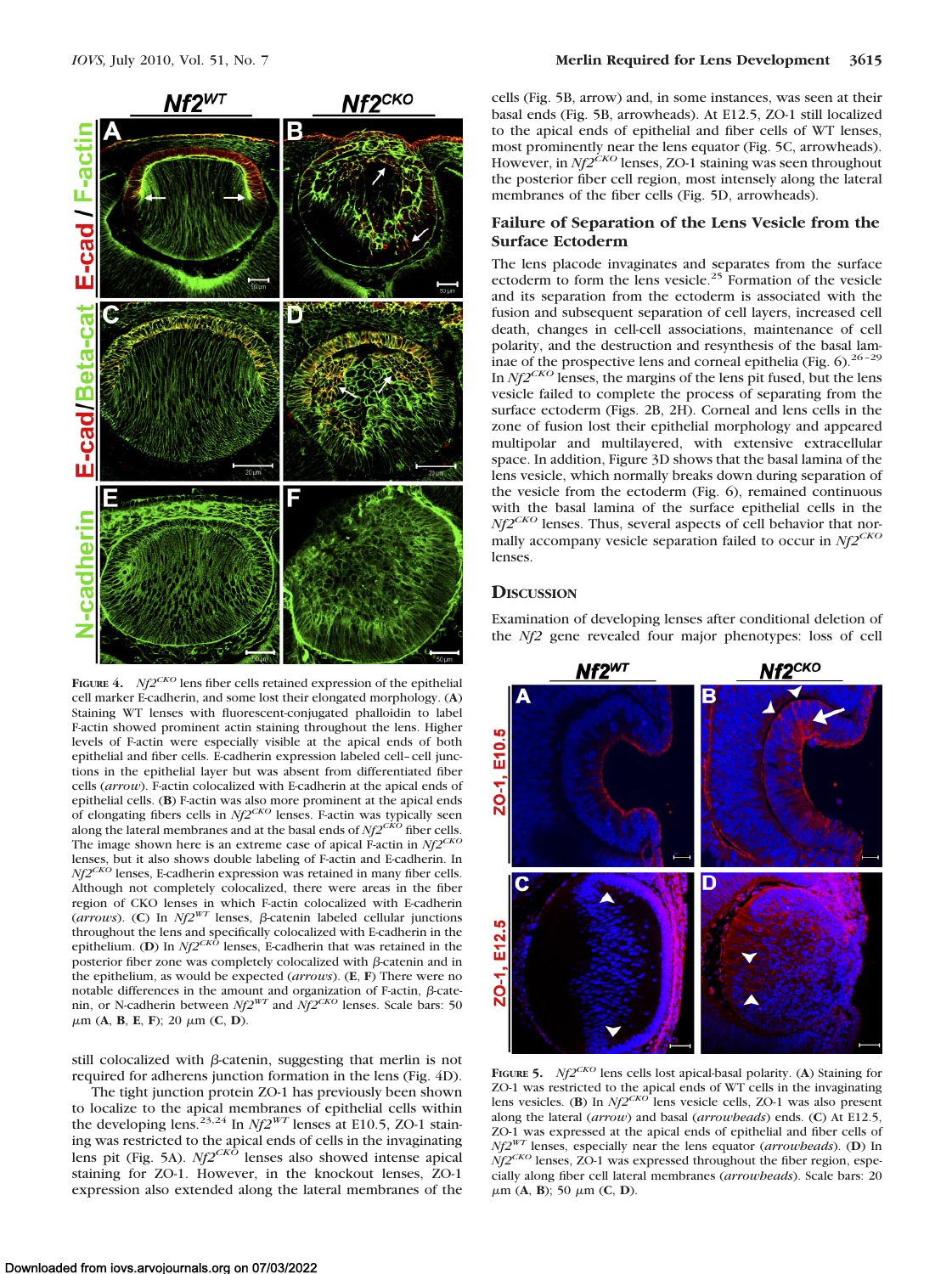**Figure 4.** *Nf2^CKO* lens fiber cells retained expression of the epithelial cell marker E-cadherin, and some lost their elongated morphology. (**A**) Staining WT lenses with fluorescent-conjugated phalloidin to label F-actin showed prominent actin staining throughout the lens. Higher levels of F-actin were especially visible at the apical ends of both epithelial and fiber cells. E-cadherin expression labeled cell–cell junctions in the epithelial layer but was absent from differentiated fiber cells (*arrow*). F-actin colocalized with E-cadherin at the apical ends of epithelial cells. (**B**) F-actin was also more prominent at the apical ends of elongating fibers cells in *Nf2^CKO* lenses. F-actin was typically seen along the lateral membranes and at the basal ends of *Nf2^CKO* fiber cells. The image shown here is an extreme case of apical F-actin in *Nf2^CKO* lenses, but it also shows double labeling of F-actin and E-cadherin. In *Nf2^CKO* lenses, E-cadherin expression was retained in many fiber cells. Although not completely colocalized, there were areas in the fiber region of CKO lenses in which F-actin colocalized with E-cadherin (*arrows*). (**C**) In *Nf2^WT* lenses, β-catenin labeled cellular junctions throughout the lens and specifically colocalized with E-cadherin in the epithelium. (**D**) In *Nf2^CKO* lenses, E-cadherin that was retained in the posterior fiber zone was completely colocalized with β-catenin and in the epithelium, as would be expected (*arrows*). (**E**, **F**) There were no notable differences in the amount and organization of F-actin, β-catenin, or N-cadherin between *Nf2^WT* and *Nf2^CKO* lenses. Scale bars: 50 μm (**A**, **B**, **E**, **F**); 20 μm (**C**, **D**).

still colocalized with β-catenin, suggesting that merlin is not required for adherens junction formation in the lens (Fig. 4D).

The tight junction protein ZO-1 has previously been shown to localize to the apical membranes of epithelial cells within the developing lens.[23,24] In *Nf2^WT* lenses at E10.5, ZO-1 staining was restricted to the apical ends of cells in the invaginating lens pit (Fig. 5A). *Nf2^CKO* lenses also showed intense apical staining for ZO-1. However, in the knockout lenses, ZO-1 expression also extended along the lateral membranes of the cells (Fig. 5B, arrow) and, in some instances, was seen at their basal ends (Fig. 5B, arrowheads). At E12.5, ZO-1 still localized to the apical ends of epithelial and fiber cells of WT lenses, most prominently near the lens equator (Fig. 5C, arrowheads). However, in *Nf2^CKO* lenses, ZO-1 staining was seen throughout the posterior fiber cell region, most intensely along the lateral membranes of the fiber cells (Fig. 5D, arrowheads).

### Failure of Separation of the Lens Vesicle from the Surface Ectoderm

The lens placode invaginates and separates from the surface ectoderm to form the lens vesicle.[25] Formation of the vesicle and its separation from the ectoderm is associated with the fusion and subsequent separation of cell layers, increased cell death, changes in cell-cell associations, maintenance of cell polarity, and the destruction and resynthesis of the basal laminae of the prospective lens and corneal epithelia (Fig. 6).[26–29] In *Nf2^CKO* lenses, the margins of the lens pit fused, but the lens vesicle failed to complete the process of separating from the surface ectoderm (Figs. 2B, 2H). Corneal and lens cells in the zone of fusion lost their epithelial morphology and appeared multipolar and multilayered, with extensive extracellular space. In addition, Figure 3D shows that the basal lamina of the lens vesicle, which normally breaks down during separation of the vesicle from the ectoderm (Fig. 6), remained continuous with the basal lamina of the surface epithelial cells in the *Nf2^CKO* lenses. Thus, several aspects of cell behavior that normally accompany vesicle separation failed to occur in *Nf2^CKO* lenses.

## Discussion

Examination of developing lenses after conditional deletion of the *Nf2* gene revealed four major phenotypes: loss of cell

**Figure 5.** *Nf2^CKO* lens cells lost apical-basal polarity. (**A**) Staining for ZO-1 was restricted to the apical ends of WT cells in the invaginating lens vesicle. (**B**) In *Nf2^CKO* lens vesicle cells, ZO-1 was also present along the lateral (*arrow*) and basal (*arrowheads*) ends. (**C**) At E12.5, ZO-1 was expressed at the apical ends of epithelial and fiber cells of *Nf2^WT* lenses, especially near the lens equator (*arrowheads*). (**D**) In *Nf2^CKO* lenses, ZO-1 was expressed throughout the fiber region, especially along fiber cell lateral membranes (*arrowheads*). Scale bars: 20 μm (**A**, **B**); 50 μm (**C**, **D**).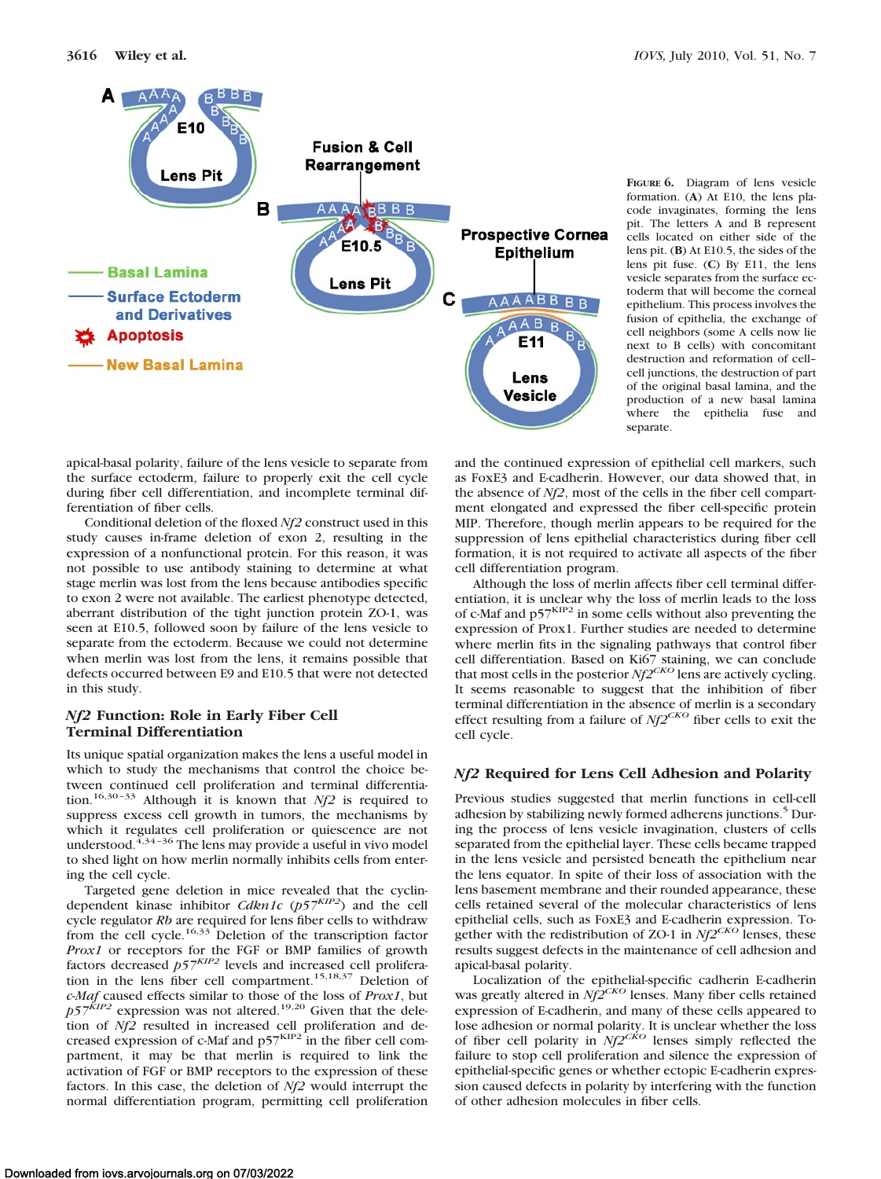**Figure 6.** Diagram of lens vesicle formation. (**A**) At E10, the lens placode invaginates, forming the lens pit. The letters A and B represent cells located on either side of the lens pit. (**B**) At E10.5, the sides of the lens pit fuse. (**C**) By E11, the lens vesicle separates from the surface ectoderm that will become the corneal epithelium. This process involves the fusion of epithelia, the exchange of cell neighbors (some A cells now lie next to B cells) with concomitant destruction and reformation of cell–cell junctions, the destruction of part of the original basal lamina, and the production of a new basal lamina where the epithelia fuse and separate.

apical-basal polarity, failure of the lens vesicle to separate from the surface ectoderm, failure to properly exit the cell cycle during fiber cell differentiation, and incomplete terminal differentiation of fiber cells.

Conditional deletion of the floxed *Nf2* construct used in this study causes in-frame deletion of exon 2, resulting in the expression of a nonfunctional protein. For this reason, it was not possible to use antibody staining to determine at what stage merlin was lost from the lens because antibodies specific to exon 2 were not available. The earliest phenotype detected, aberrant distribution of the tight junction protein ZO-1, was seen at E10.5, followed soon by failure of the lens vesicle to separate from the ectoderm. Because we could not determine when merlin was lost from the lens, it remains possible that defects occurred between E9 and E10.5 that were not detected in this study.

### *Nf2* Function: Role in Early Fiber Cell Terminal Differentiation

Its unique spatial organization makes the lens a useful model in which to study the mechanisms that control the choice between continued cell proliferation and terminal differentiation.[16,30–33] Although it is known that *Nf2* is required to suppress excess cell growth in tumors, the mechanisms by which it regulates cell proliferation or quiescence are not understood.[4,34–36] The lens may provide a useful in vivo model to shed light on how merlin normally inhibits cells from entering the cell cycle.

Targeted gene deletion in mice revealed that the cyclin-dependent kinase inhibitor *Cdkn1c* (*p57$^{KIP2}$*) and the cell cycle regulator *Rb* are required for lens fiber cells to withdraw from the cell cycle.[16,33] Deletion of the transcription factor *Prox1* or receptors for the FGF or BMP families of growth factors decreased *p57$^{KIP2}$* levels and increased cell proliferation in the lens fiber cell compartment.[15,18,37] Deletion of *c-Maf* caused effects similar to those of the loss of *Prox1*, but *p57$^{KIP2}$* expression was not altered.[19,20] Given that the deletion of *Nf2* resulted in increased cell proliferation and decreased expression of c-Maf and p57$^{KIP2}$ in the fiber cell compartment, it may be that merlin is required to link the activation of FGF or BMP receptors to the expression of these factors. In this case, the deletion of *Nf2* would interrupt the normal differentiation program, permitting cell proliferation and the continued expression of epithelial cell markers, such as FoxE3 and E-cadherin. However, our data showed that, in the absence of *Nf2*, most of the cells in the fiber cell compartment elongated and expressed the fiber cell-specific protein MIP. Therefore, though merlin appears to be required for the suppression of lens epithelial characteristics during fiber cell formation, it is not required to activate all aspects of the fiber cell differentiation program.

Although the loss of merlin affects fiber cell terminal differentiation, it is unclear why the loss of merlin leads to the loss of c-Maf and p57$^{KIP2}$ in some cells without also preventing the expression of Prox1. Further studies are needed to determine where merlin fits in the signaling pathways that control fiber cell differentiation. Based on Ki67 staining, we can conclude that most cells in the posterior *Nf2$^{CKO}$* lens are actively cycling. It seems reasonable to suggest that the inhibition of fiber terminal differentiation in the absence of merlin is a secondary effect resulting from a failure of *Nf2$^{CKO}$* fiber cells to exit the cell cycle.

### *Nf2* Required for Lens Cell Adhesion and Polarity

Previous studies suggested that merlin functions in cell-cell adhesion by stabilizing newly formed adherens junctions.[5] During the process of lens vesicle invagination, clusters of cells separated from the epithelial layer. These cells became trapped in the lens vesicle and persisted beneath the epithelium near the lens equator. In spite of their loss of association with the lens basement membrane and their rounded appearance, these cells retained several of the molecular characteristics of lens epithelial cells, such as FoxE3 and E-cadherin expression. Together with the redistribution of ZO-1 in *Nf2$^{CKO}$* lenses, these results suggest defects in the maintenance of cell adhesion and apical-basal polarity.

Localization of the epithelial-specific cadherin E-cadherin was greatly altered in *Nf2$^{CKO}$* lenses. Many fiber cells retained expression of E-cadherin, and many of these cells appeared to lose adhesion or normal polarity. It is unclear whether the loss of fiber cell polarity in *Nf2$^{CKO}$* lenses simply reflected the failure to stop cell proliferation and silence the expression of epithelial-specific genes or whether ectopic E-cadherin expression caused defects in polarity by interfering with the function of other adhesion molecules in fiber cells.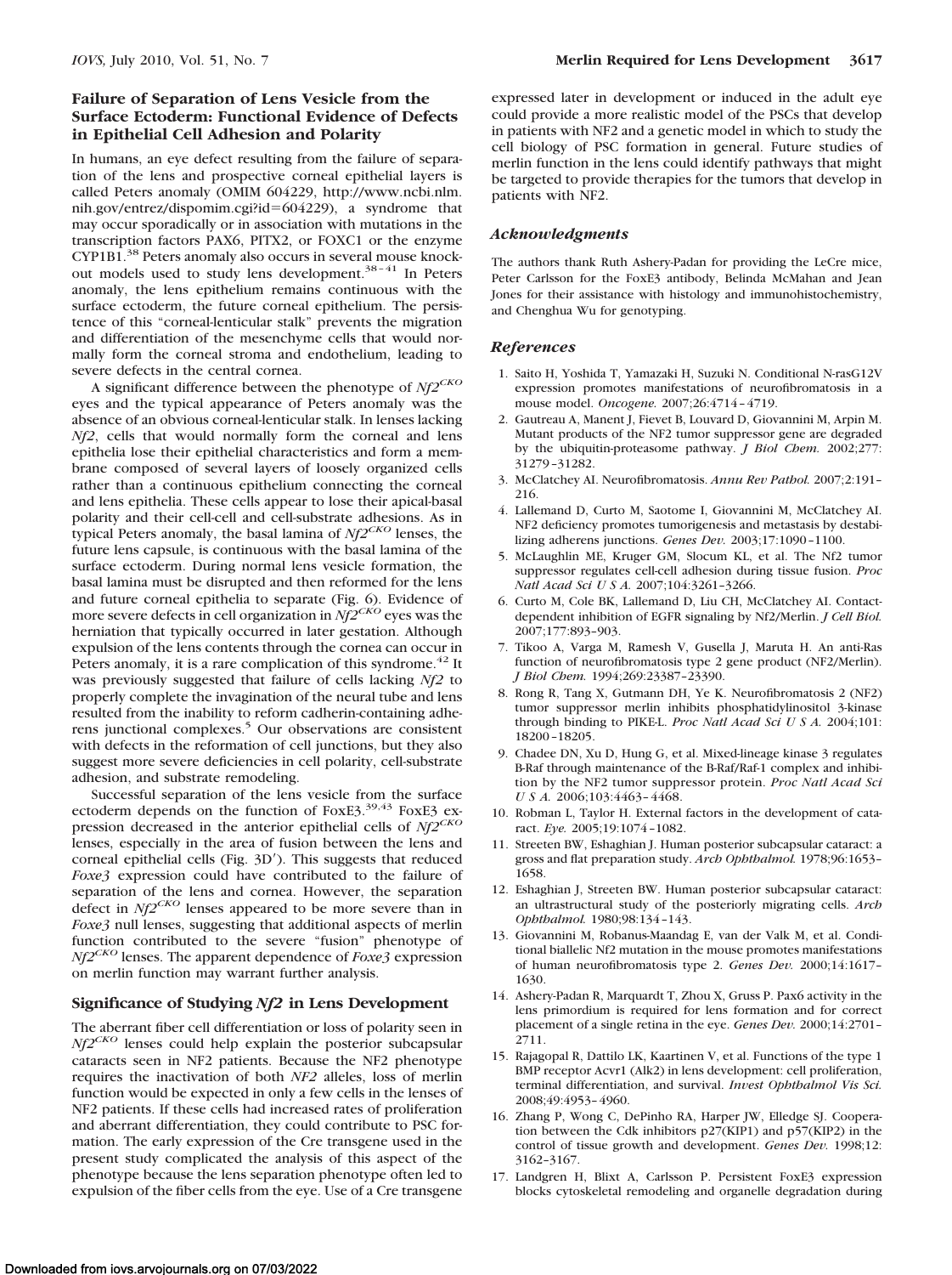### Failure of Separation of Lens Vesicle from the Surface Ectoderm: Functional Evidence of Defects in Epithelial Cell Adhesion and Polarity

In humans, an eye defect resulting from the failure of separation of the lens and prospective corneal epithelial layers is called Peters anomaly (OMIM 604229, http://www.ncbi.nlm.nih.gov/entrez/dispomim.cgi?id=604229), a syndrome that may occur sporadically or in association with mutations in the transcription factors PAX6, PITX2, or FOXC1 or the enzyme CYP1B1.[38] Peters anomaly also occurs in several mouse knockout models used to study lens development.[38–41] In Peters anomaly, the lens epithelium remains continuous with the surface ectoderm, the future corneal epithelium. The persistence of this "corneal-lenticular stalk" prevents the migration and differentiation of the mesenchyme cells that would normally form the corneal stroma and endothelium, leading to severe defects in the central cornea.

A significant difference between the phenotype of *Nf2*$^{CKO}$ eyes and the typical appearance of Peters anomaly was the absence of an obvious corneal-lenticular stalk. In lenses lacking *Nf2*, cells that would normally form the corneal and lens epithelia lose their epithelial characteristics and form a membrane composed of several layers of loosely organized cells rather than a continuous epithelium connecting the corneal and lens epithelia. These cells appear to lose their apical-basal polarity and their cell-cell and cell-substrate adhesions. As in typical Peters anomaly, the basal lamina of *Nf2*$^{CKO}$ lenses, the future lens capsule, is continuous with the basal lamina of the surface ectoderm. During normal lens vesicle formation, the basal lamina must be disrupted and then reformed for the lens and future corneal epithelia to separate (Fig. 6). Evidence of more severe defects in cell organization in *Nf2*$^{CKO}$ eyes was the herniation that typically occurred in later gestation. Although expulsion of the lens contents through the cornea can occur in Peters anomaly, it is a rare complication of this syndrome.[42] It was previously suggested that failure of cells lacking *Nf2* to properly complete the invagination of the neural tube and lens resulted from the inability to reform cadherin-containing adherens junctional complexes.[5] Our observations are consistent with defects in the reformation of cell junctions, but they also suggest more severe deficiencies in cell polarity, cell-substrate adhesion, and substrate remodeling.

Successful separation of the lens vesicle from the surface ectoderm depends on the function of FoxE3.[39,43] FoxE3 expression decreased in the anterior epithelial cells of *Nf2*$^{CKO}$ lenses, especially in the area of fusion between the lens and corneal epithelial cells (Fig. 3D′). This suggests that reduced *Foxe3* expression could have contributed to the failure of separation of the lens and cornea. However, the separation defect in *Nf2*$^{CKO}$ lenses appeared to be more severe than in *Foxe3* null lenses, suggesting that additional aspects of merlin function contributed to the severe "fusion" phenotype of *Nf2*$^{CKO}$ lenses. The apparent dependence of *Foxe3* expression on merlin function may warrant further analysis.

### Significance of Studying *Nf2* in Lens Development

The aberrant fiber cell differentiation or loss of polarity seen in *Nf2*$^{CKO}$ lenses could help explain the posterior subcapsular cataracts seen in NF2 patients. Because the NF2 phenotype requires the inactivation of both *NF2* alleles, loss of merlin function would be expected in only a few cells in the lenses of NF2 patients. If these cells had increased rates of proliferation and aberrant differentiation, they could contribute to PSC formation. The early expression of the Cre transgene used in the present study complicated the analysis of this aspect of the phenotype because the lens separation phenotype often led to expulsion of the fiber cells from the eye. Use of a Cre transgene expressed later in development or induced in the adult eye could provide a more realistic model of the PSCs that develop in patients with NF2 and a genetic model in which to study the cell biology of PSC formation in general. Future studies of merlin function in the lens could identify pathways that might be targeted to provide therapies for the tumors that develop in patients with NF2.

### *Acknowledgments*

The authors thank Ruth Ashery-Padan for providing the LeCre mice, Peter Carlsson for the FoxE3 antibody, Belinda McMahan and Jean Jones for their assistance with histology and immunohistochemistry, and Chenghua Wu for genotyping.

### *References*

1. Saito H, Yoshida T, Yamazaki H, Suzuki N. Conditional N-rasG12V expression promotes manifestations of neurofibromatosis in a mouse model. *Oncogene.* 2007;26:4714–4719.
2. Gautreau A, Manent J, Fievet B, Louvard D, Giovannini M, Arpin M. Mutant products of the NF2 tumor suppressor gene are degraded by the ubiquitin-proteasome pathway. *J Biol Chem.* 2002;277:31279–31282.
3. McClatchey AI. Neurofibromatosis. *Annu Rev Pathol.* 2007;2:191–216.
4. Lallemand D, Curto M, Saotome I, Giovannini M, McClatchey AI. NF2 deficiency promotes tumorigenesis and metastasis by destabilizing adherens junctions. *Genes Dev.* 2003;17:1090–1100.
5. McLaughlin ME, Kruger GM, Slocum KL, et al. The Nf2 tumor suppressor regulates cell-cell adhesion during tissue fusion. *Proc Natl Acad Sci U S A.* 2007;104:3261–3266.
6. Curto M, Cole BK, Lallemand D, Liu CH, McClatchey AI. Contact-dependent inhibition of EGFR signaling by Nf2/Merlin. *J Cell Biol.* 2007;177:893–903.
7. Tikoo A, Varga M, Ramesh V, Gusella J, Maruta H. An anti-Ras function of neurofibromatosis type 2 gene product (NF2/Merlin). *J Biol Chem.* 1994;269:23387–23390.
8. Rong R, Tang X, Gutmann DH, Ye K. Neurofibromatosis 2 (NF2) tumor suppressor merlin inhibits phosphatidylinositol 3-kinase through binding to PIKE-L. *Proc Natl Acad Sci U S A.* 2004;101:18200–18205.
9. Chadee DN, Xu D, Hung G, et al. Mixed-lineage kinase 3 regulates B-Raf through maintenance of the B-Raf/Raf-1 complex and inhibition by the NF2 tumor suppressor protein. *Proc Natl Acad Sci U S A.* 2006;103:4463–4468.
10. Robman L, Taylor H. External factors in the development of cataract. *Eye.* 2005;19:1074–1082.
11. Streeten BW, Eshaghian J. Human posterior subcapsular cataract: a gross and flat preparation study. *Arch Ophthalmol.* 1978;96:1653–1658.
12. Eshaghian J, Streeten BW. Human posterior subcapsular cataract: an ultrastructural study of the posteriorly migrating cells. *Arch Ophthalmol.* 1980;98:134–143.
13. Giovannini M, Robanus-Maandag E, van der Valk M, et al. Conditional biallelic Nf2 mutation in the mouse promotes manifestations of human neurofibromatosis type 2. *Genes Dev.* 2000;14:1617–1630.
14. Ashery-Padan R, Marquardt T, Zhou X, Gruss P. Pax6 activity in the lens primordium is required for lens formation and for correct placement of a single retina in the eye. *Genes Dev.* 2000;14:2701–2711.
15. Rajagopal R, Dattilo LK, Kaartinen V, et al. Functions of the type 1 BMP receptor Acvr1 (Alk2) in lens development: cell proliferation, terminal differentiation, and survival. *Invest Ophthalmol Vis Sci.* 2008;49:4953–4960.
16. Zhang P, Wong C, DePinho RA, Harper JW, Elledge SJ. Cooperation between the Cdk inhibitors p27(KIP1) and p57(KIP2) in the control of tissue growth and development. *Genes Dev.* 1998;12:3162–3167.
17. Landgren H, Blixt A, Carlsson P. Persistent FoxE3 expression blocks cytoskeletal remodeling and organelle degradation during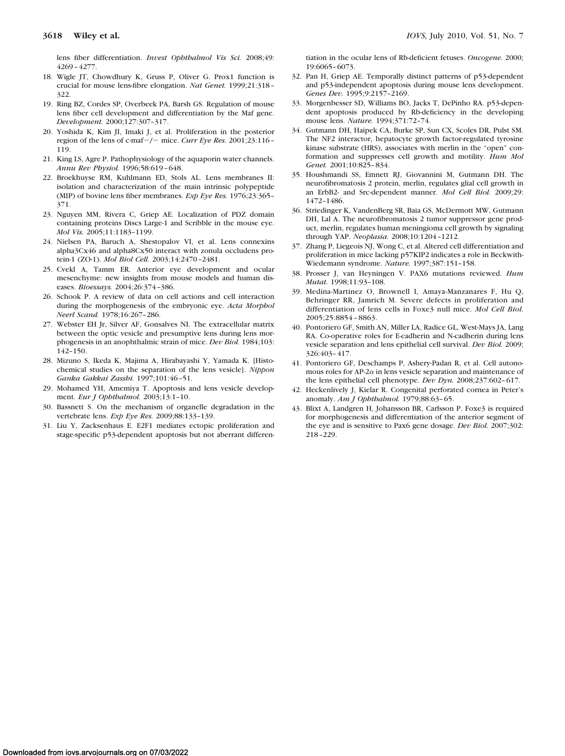lens fiber differentiation. *Invest Ophthalmol Vis Sci.* 2008;49:4269–4277.

18. Wigle JT, Chowdhury K, Gruss P, Oliver G. Prox1 function is crucial for mouse lens-fibre elongation. *Nat Genet.* 1999;21:318–322.
19. Ring BZ, Cordes SP, Overbeek PA, Barsh GS. Regulation of mouse lens fiber cell development and differentiation by the Maf gene. *Development.* 2000;127:307–317.
20. Yoshida K, Kim JI, Imaki J, et al. Proliferation in the posterior region of the lens of c-maf−/− mice. *Curr Eye Res.* 2001;23:116–119.
21. King LS, Agre P. Pathophysiology of the aquaporin water channels. *Annu Rev Physiol.* 1996;58:619–648.
22. Broekhuyse RM, Kuhlmann ED, Stols AL. Lens membranes II: isolation and characterization of the main intrinsic polypeptide (MIP) of bovine lens fiber membranes. *Exp Eye Res.* 1976;23:365–371.
23. Nguyen MM, Rivera C, Griep AE. Localization of PDZ domain containing proteins Discs Large-1 and Scribble in the mouse eye. *Mol Vis.* 2005;11:1183–1199.
24. Nielsen PA, Baruch A, Shestopalov VI, et al. Lens connexins alpha3Cx46 and alpha8Cx50 interact with zonula occludens protein-1 (ZO-1). *Mol Biol Cell.* 2003;14:2470–2481.
25. Cvekl A, Tamm ER. Anterior eye development and ocular mesenchyme: new insights from mouse models and human diseases. *Bioessays.* 2004;26:374–386.
26. Schook P. A review of data on cell actions and cell interaction during the morphogenesis of the embryonic eye. *Acta Morphol Neerl Scand.* 1978;16:267–286.
27. Webster EH Jr, Silver AF, Gonsalves NI. The extracellular matrix between the optic vesicle and presumptive lens during lens morphogenesis in an anophthalmic strain of mice. *Dev Biol.* 1984;103:142–150.
28. Mizuno S, Ikeda K, Majima A, Hirabayashi Y, Yamada K. [Histochemical studies on the separation of the lens vesicle]. *Nippon Ganka Gakkai Zasshi.* 1997;101:46–51.
29. Mohamed YH, Amemiya T. Apoptosis and lens vesicle development. *Eur J Ophthalmol.* 2003;13:1–10.
30. Bassnett S. On the mechanism of organelle degradation in the vertebrate lens. *Exp Eye Res.* 2009;88:133–139.
31. Liu Y, Zacksenhaus E. E2F1 mediates ectopic proliferation and stage-specific p53-dependent apoptosis but not aberrant differentiation in the ocular lens of Rb-deficient fetuses. *Oncogene.* 2000;19:6065–6073.
32. Pan H, Griep AE. Temporally distinct patterns of p53-dependent and p53-independent apoptosis during mouse lens development. *Genes Dev.* 1995;9:2157–2169.
33. Morgenbesser SD, Williams BO, Jacks T, DePinho RA. p53-dependent apoptosis produced by Rb-deficiency in the developing mouse lens. *Nature.* 1994;371:72–74.
34. Gutmann DH, Haipek CA, Burke SP, Sun CX, Scoles DR, Pulst SM. The NF2 interactor, hepatocyte growth factor-regulated tyrosine kinase substrate (HRS), associates with merlin in the "open" conformation and suppresses cell growth and motility. *Hum Mol Genet.* 2001;10:825–834.
35. Houshmandi SS, Emnett RJ, Giovannini M, Gutmann DH. The neurofibromatosis 2 protein, merlin, regulates glial cell growth in an ErbB2- and Src-dependent manner. *Mol Cell Biol.* 2009;29:1472–1486.
36. Striedinger K, VandenBerg SR, Baia GS, McDermott MW, Gutmann DH, Lal A. The neurofibromatosis 2 tumor suppressor gene product, merlin, regulates human meningioma cell growth by signaling through YAP. *Neoplasia.* 2008;10:1204–1212.
37. Zhang P, Liegeois NJ, Wong C, et al. Altered cell differentiation and proliferation in mice lacking p57KIP2 indicates a role in Beckwith-Wiedemann syndrome. *Nature.* 1997;387:151–158.
38. Prosser J, van Heyningen V. PAX6 mutations reviewed. *Hum Mutat.* 1998;11:93–108.
39. Medina-Martinez O, Brownell I, Amaya-Manzanares F, Hu Q, Behringer RR, Jamrich M. Severe defects in proliferation and differentiation of lens cells in Foxe3 null mice. *Mol Cell Biol.* 2005;25:8854–8863.
40. Pontoriero GF, Smith AN, Miller LA, Radice GL, West-Mays JA, Lang RA. Co-operative roles for E-cadherin and N-cadherin during lens vesicle separation and lens epithelial cell survival. *Dev Biol.* 2009;326:403–417.
41. Pontoriero GF, Deschamps P, Ashery-Padan R, et al. Cell autonomous roles for AP-2α in lens vesicle separation and maintenance of the lens epithelial cell phenotype. *Dev Dyn.* 2008;237:602–617.
42. Heckenlively J, Kielar R. Congenital perforated cornea in Peter's anomaly. *Am J Ophthalmol.* 1979;88:63–65.
43. Blixt A, Landgren H, Johansson BR, Carlsson P. Foxe3 is required for morphogenesis and differentiation of the anterior segment of the eye and is sensitive to Pax6 gene dosage. *Dev Biol.* 2007;302:218–229.